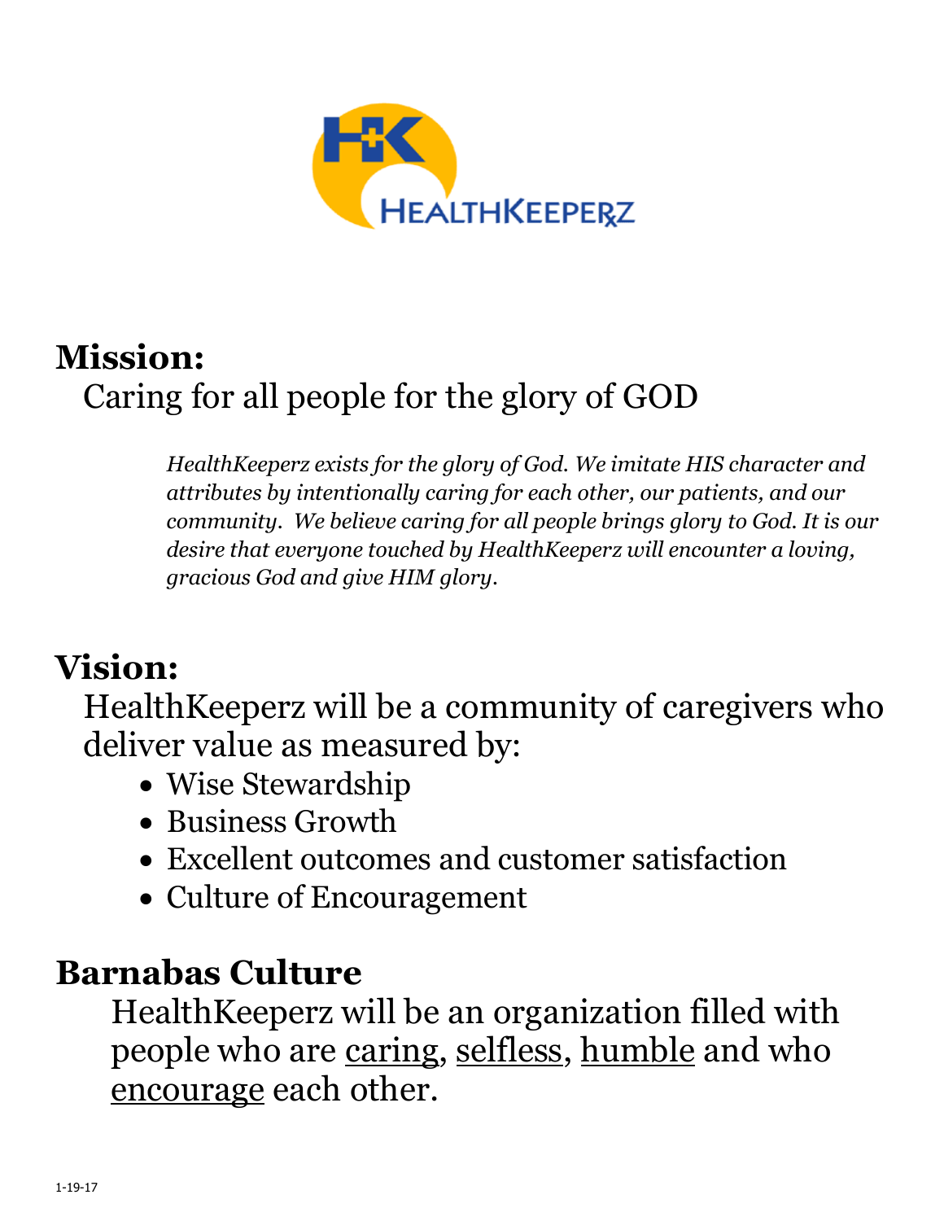## Mission:

Caring for all people for the glory of GOD

> *HealthKeeperz exists for the glory of God. We imitate HIS character and attributes by intentionally caring for each other, our patients, and our community. We believe caring for all people brings glory to God. It is our desire that everyone touched by HealthKeeperz will encounter a loving, gracious God and give HIM glory.*

## Vision:

HealthKeeperz will be a community of caregivers who deliver value as measured by:

- Wise Stewardship
- Business Growth
- Excellent outcomes and customer satisfaction
- Culture of Encouragement

## Barnabas Culture

HealthKeeperz will be an organization filled with people who are caring, selfless, humble and who encourage each other.

1-19-17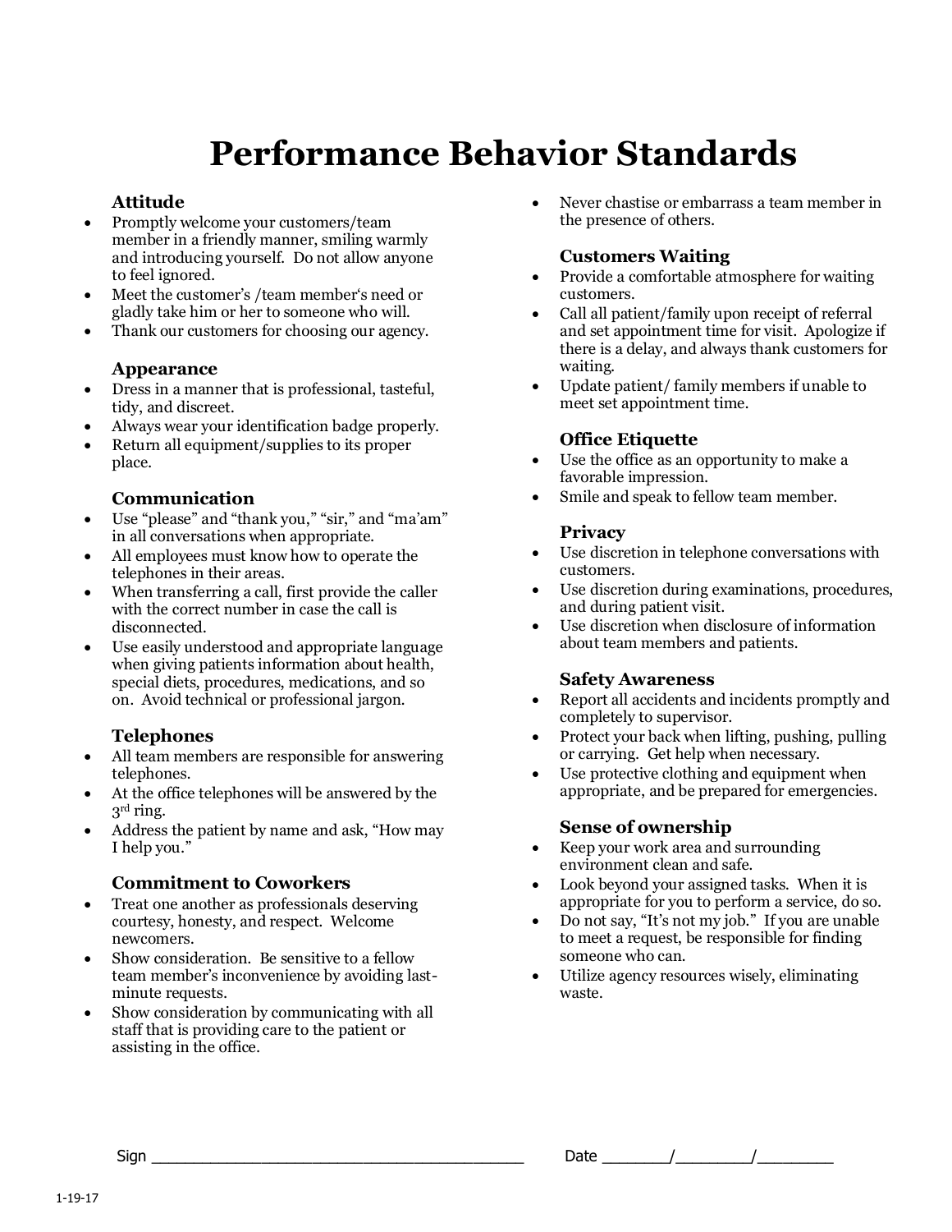# Performance Behavior Standards

### Attitude

- Promptly welcome your customers/team member in a friendly manner, smiling warmly and introducing yourself. Do not allow anyone to feel ignored.
- Meet the customer's /team member's need or gladly take him or her to someone who will.
- Thank our customers for choosing our agency.

### Appearance

- Dress in a manner that is professional, tasteful, tidy, and discreet.
- Always wear your identification badge properly.
- Return all equipment/supplies to its proper place.

### Communication

- Use "please" and "thank you," "sir," and "ma'am" in all conversations when appropriate.
- All employees must know how to operate the telephones in their areas.
- When transferring a call, first provide the caller with the correct number in case the call is disconnected.
- Use easily understood and appropriate language when giving patients information about health, special diets, procedures, medications, and so on. Avoid technical or professional jargon.

### Telephones

- All team members are responsible for answering telephones.
- At the office telephones will be answered by the 3rd ring.
- Address the patient by name and ask, "How may I help you."

### Commitment to Coworkers

- Treat one another as professionals deserving courtesy, honesty, and respect. Welcome newcomers.
- Show consideration. Be sensitive to a fellow team member's inconvenience by avoiding last-minute requests.
- Show consideration by communicating with all staff that is providing care to the patient or assisting in the office.
- Never chastise or embarrass a team member in the presence of others.

### Customers Waiting

- Provide a comfortable atmosphere for waiting customers.
- Call all patient/family upon receipt of referral and set appointment time for visit. Apologize if there is a delay, and always thank customers for waiting.
- Update patient/ family members if unable to meet set appointment time.

### Office Etiquette

- Use the office as an opportunity to make a favorable impression.
- Smile and speak to fellow team member.

### Privacy

- Use discretion in telephone conversations with customers.
- Use discretion during examinations, procedures, and during patient visit.
- Use discretion when disclosure of information about team members and patients.

### Safety Awareness

- Report all accidents and incidents promptly and completely to supervisor.
- Protect your back when lifting, pushing, pulling or carrying. Get help when necessary.
- Use protective clothing and equipment when appropriate, and be prepared for emergencies.

### Sense of ownership

- Keep your work area and surrounding environment clean and safe.
- Look beyond your assigned tasks. When it is appropriate for you to perform a service, do so.
- Do not say, "It's not my job." If you are unable to meet a request, be responsible for finding someone who can.
- Utilize agency resources wisely, eliminating waste.

Sign ________________________________________ Date _______/________/________

1-19-17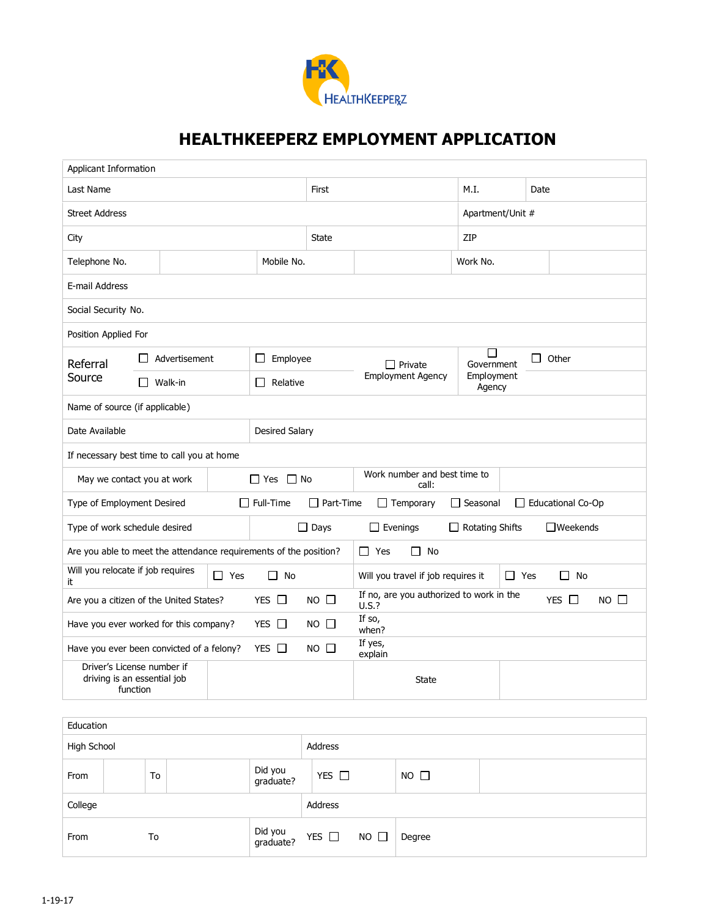# HEALTHKEEPERZ EMPLOYMENT APPLICATION

| Applicant Information | | | |
|---|---|---|---|
| Last Name | First | M.I. | Date |
| Street Address | | Apartment/Unit # | |
| City | State | ZIP | |
| Telephone No. | Mobile No. | Work No. | |
| E-mail Address | | | |
| Social Security No. | | | |
| Position Applied For | | | |

| Referral Source | ☐ Advertisement | ☐ Employee | ☐ Private Employment Agency | ☐ Government Employment Agency | ☐ Other |
|---|---|---|---|---|---|
| | ☐ Walk-in | ☐ Relative | | | |
| Name of source (if applicable) | | | | | |

| Date Available | Desired Salary |
|---|---|
| If necessary best time to call you at home | |

| May we contact you at work | ☐ Yes ☐ No | Work number and best time to call: | |
|---|---|---|---|

| Type of Employment Desired | ☐ Full-Time | ☐ Part-Time | ☐ Temporary | ☐ Seasonal | ☐ Educational Co-Op |
|---|---|---|---|---|---|
| Type of work schedule desired | ☐ Days | ☐ Evenings | ☐ Rotating Shifts | ☐Weekends | |

| Are you able to meet the attendance requirements of the position? | ☐ Yes ☐ No | | |
|---|---|---|---|
| Will you relocate if job requires it | ☐ Yes ☐ No | Will you travel if job requires it | ☐ Yes ☐ No |
| Are you a citizen of the United States? YES ☐ NO ☐ | | If no, are you authorized to work in the U.S.? | YES ☐ NO ☐ |
| Have you ever worked for this company? YES ☐ NO ☐ | | If so, when? | |
| Have you ever been convicted of a felony? YES ☐ NO ☐ | | If yes, explain | |
| Driver's License number if driving is an essential job function | | State | |

| Education | | | | |
|---|---|---|---|---|
| High School | | Address | | |
| From | To | Did you graduate? | YES ☐ | NO ☐ |
| College | | Address | | |
| From | To | Did you graduate? | YES ☐ NO ☐ | Degree |

1-19-17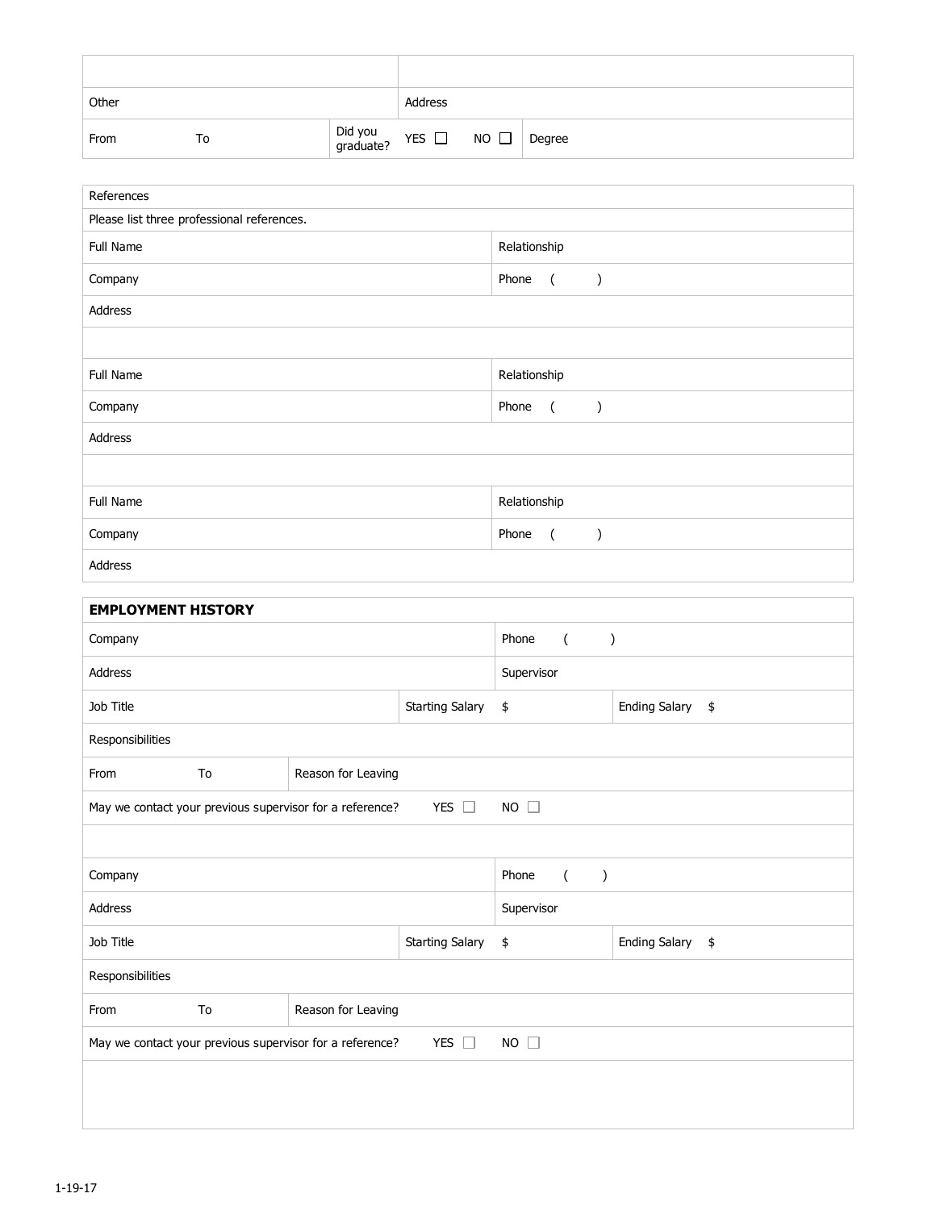| | |
|---|---|
| Other | Address |
| From To | Did you graduate? YES ☐ NO ☐ Degree |

| References | |
|---|---|
| Please list three professional references. | |
| Full Name | Relationship |
| Company | Phone ( ) |
| Address | |
| | |
| Full Name | Relationship |
| Company | Phone ( ) |
| Address | |
| | |
| Full Name | Relationship |
| Company | Phone ( ) |
| Address | |

| **EMPLOYMENT HISTORY** | | | |
|---|---|---|---|
| Company | | Phone ( ) | |
| Address | | Supervisor | |
| Job Title | Starting Salary | $ | Ending Salary $ |
| Responsibilities | | | |
| From To | Reason for Leaving | | |
| May we contact your previous supervisor for a reference? YES ☐ NO ☐ | | | |
| | | | |
| Company | | Phone ( ) | |
| Address | | Supervisor | |
| Job Title | Starting Salary | $ | Ending Salary $ |
| Responsibilities | | | |
| From To | Reason for Leaving | | |
| May we contact your previous supervisor for a reference? YES ☐ NO ☐ | | | |
| | | | |

1-19-17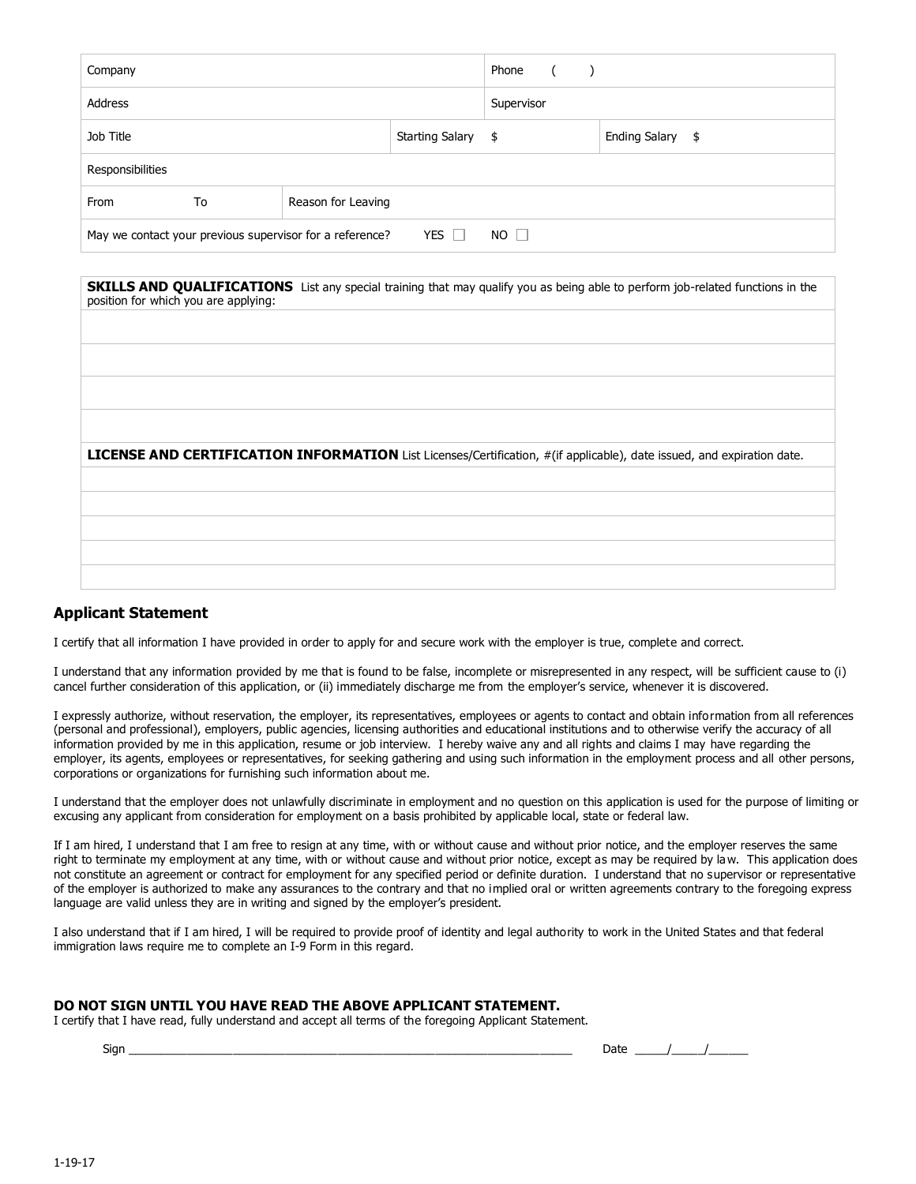| Company | | | Phone ( ) | |
|---|---|---|---|---|
| Address | | | Supervisor | |
| Job Title | | Starting Salary | $ | Ending Salary $ |
| Responsibilities | | | | |
| From To | Reason for Leaving | | | |
| May we contact your previous supervisor for a reference? | | YES ☐ | NO ☐ | |

| **SKILLS AND QUALIFICATIONS** List any special training that may qualify you as being able to perform job-related functions in the position for which you are applying: |
|---|
| |
| |
| |
| |

| **LICENSE AND CERTIFICATION INFORMATION** List Licenses/Certification, #(if applicable), date issued, and expiration date. |
|---|
| |
| |
| |
| |
| |

## Applicant Statement

I certify that all information I have provided in order to apply for and secure work with the employer is true, complete and correct.

I understand that any information provided by me that is found to be false, incomplete or misrepresented in any respect, will be sufficient cause to (i) cancel further consideration of this application, or (ii) immediately discharge me from the employer's service, whenever it is discovered.

I expressly authorize, without reservation, the employer, its representatives, employees or agents to contact and obtain information from all references (personal and professional), employers, public agencies, licensing authorities and educational institutions and to otherwise verify the accuracy of all information provided by me in this application, resume or job interview. I hereby waive any and all rights and claims I may have regarding the employer, its agents, employees or representatives, for seeking gathering and using such information in the employment process and all other persons, corporations or organizations for furnishing such information about me.

I understand that the employer does not unlawfully discriminate in employment and no question on this application is used for the purpose of limiting or excusing any applicant from consideration for employment on a basis prohibited by applicable local, state or federal law.

If I am hired, I understand that I am free to resign at any time, with or without cause and without prior notice, and the employer reserves the same right to terminate my employment at any time, with or without cause and without prior notice, except as may be required by law. This application does not constitute an agreement or contract for employment for any specified period or definite duration. I understand that no supervisor or representative of the employer is authorized to make any assurances to the contrary and that no implied oral or written agreements contrary to the foregoing express language are valid unless they are in writing and signed by the employer's president.

I also understand that if I am hired, I will be required to provide proof of identity and legal authority to work in the United States and that federal immigration laws require me to complete an I-9 Form in this regard.

**DO NOT SIGN UNTIL YOU HAVE READ THE ABOVE APPLICANT STATEMENT.**

I certify that I have read, fully understand and accept all terms of the foregoing Applicant Statement.

Sign ________________________________________________________________ Date _____/_____/______

1-19-17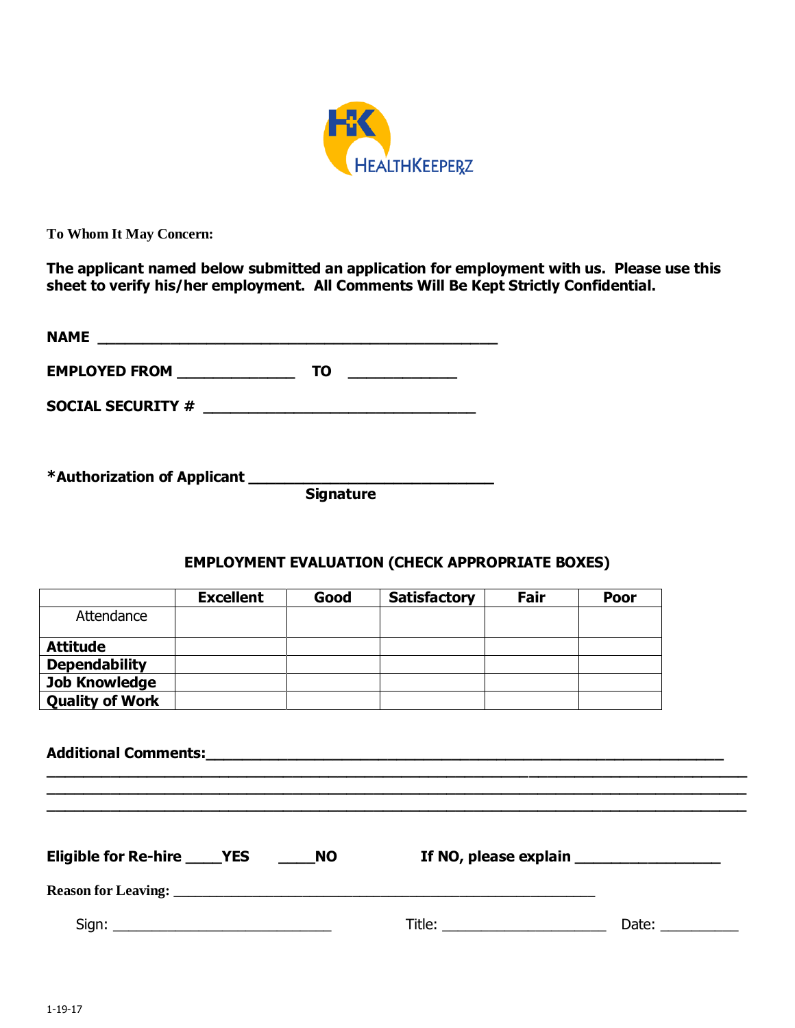HEALTHKEEPERZ

**To Whom It May Concern:**

**The applicant named below submitted an application for employment with us. Please use this sheet to verify his/her employment. All Comments Will Be Kept Strictly Confidential.**

**NAME** ______________________________________________

**EMPLOYED FROM** _____________ **TO** ____________

**SOCIAL SECURITY #** ______________________________

***Authorization of Applicant** ____________________________
**Signature**

**EMPLOYMENT EVALUATION (CHECK APPROPRIATE BOXES)**

| | Excellent | Good | Satisfactory | Fair | Poor |
|---|---|---|---|---|---|
| Attendance | | | | | |
| **Attitude** | | | | | |
| **Dependability** | | | | | |
| **Job Knowledge** | | | | | |
| **Quality of Work** | | | | | |

**Additional Comments:**___________________________________________________________
_________________________________________________________________________________
_________________________________________________________________________________
_________________________________________________________________________________

**Eligible for Re-hire** ____**YES** ____**NO** **If NO, please explain** _______________

**Reason for Leaving:** ____________________________________________________

Sign: ___________________________ Title: ____________________ Date: __________

1-19-17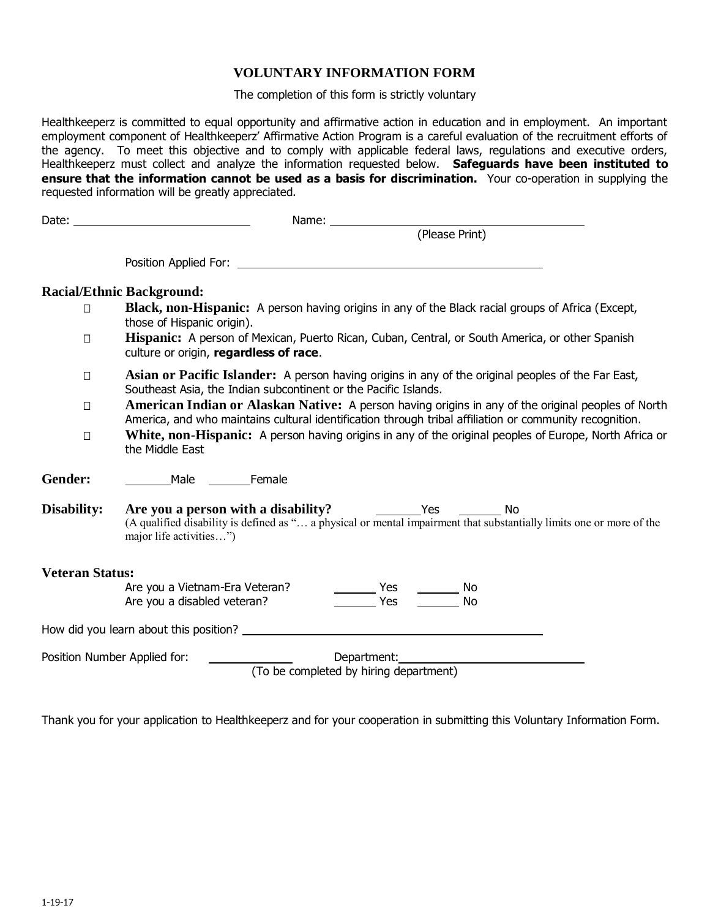# VOLUNTARY INFORMATION FORM

The completion of this form is strictly voluntary

Healthkeeperz is committed to equal opportunity and affirmative action in education and in employment. An important employment component of Healthkeeperz' Affirmative Action Program is a careful evaluation of the recruitment efforts of the agency. To meet this objective and to comply with applicable federal laws, regulations and executive orders, Healthkeeperz must collect and analyze the information requested below. **Safeguards have been instituted to ensure that the information cannot be used as a basis for discrimination.** Your co-operation in supplying the requested information will be greatly appreciated.

Date: ______________________ Name: ________________________________
(Please Print)

Position Applied For: ________________________________________

**Racial/Ethnic Background:**

- ☐ **Black, non-Hispanic:** A person having origins in any of the Black racial groups of Africa (Except, those of Hispanic origin).
- ☐ **Hispanic:** A person of Mexican, Puerto Rican, Cuban, Central, or South America, or other Spanish culture or origin, **regardless of race**.
- ☐ **Asian or Pacific Islander:** A person having origins in any of the original peoples of the Far East, Southeast Asia, the Indian subcontinent or the Pacific Islands.
- ☐ **American Indian or Alaskan Native:** A person having origins in any of the original peoples of North America, and who maintains cultural identification through tribal affiliation or community recognition.
- ☐ **White, non-Hispanic:** A person having origins in any of the original peoples of Europe, North Africa or the Middle East

**Gender:** ______Male ______Female

**Disability:** **Are you a person with a disability?** ______Yes ______ No
(A qualified disability is defined as "… a physical or mental impairment that substantially limits one or more of the major life activities…")

**Veteran Status:**

Are you a Vietnam-Era Veteran? ______ Yes ______ No
Are you a disabled veteran? ______ Yes ______ No

How did you learn about this position? ________________________________________

Position Number Applied for: ____________ Department: ________________________
(To be completed by hiring department)

Thank you for your application to Healthkeeperz and for your cooperation in submitting this Voluntary Information Form.

1-19-17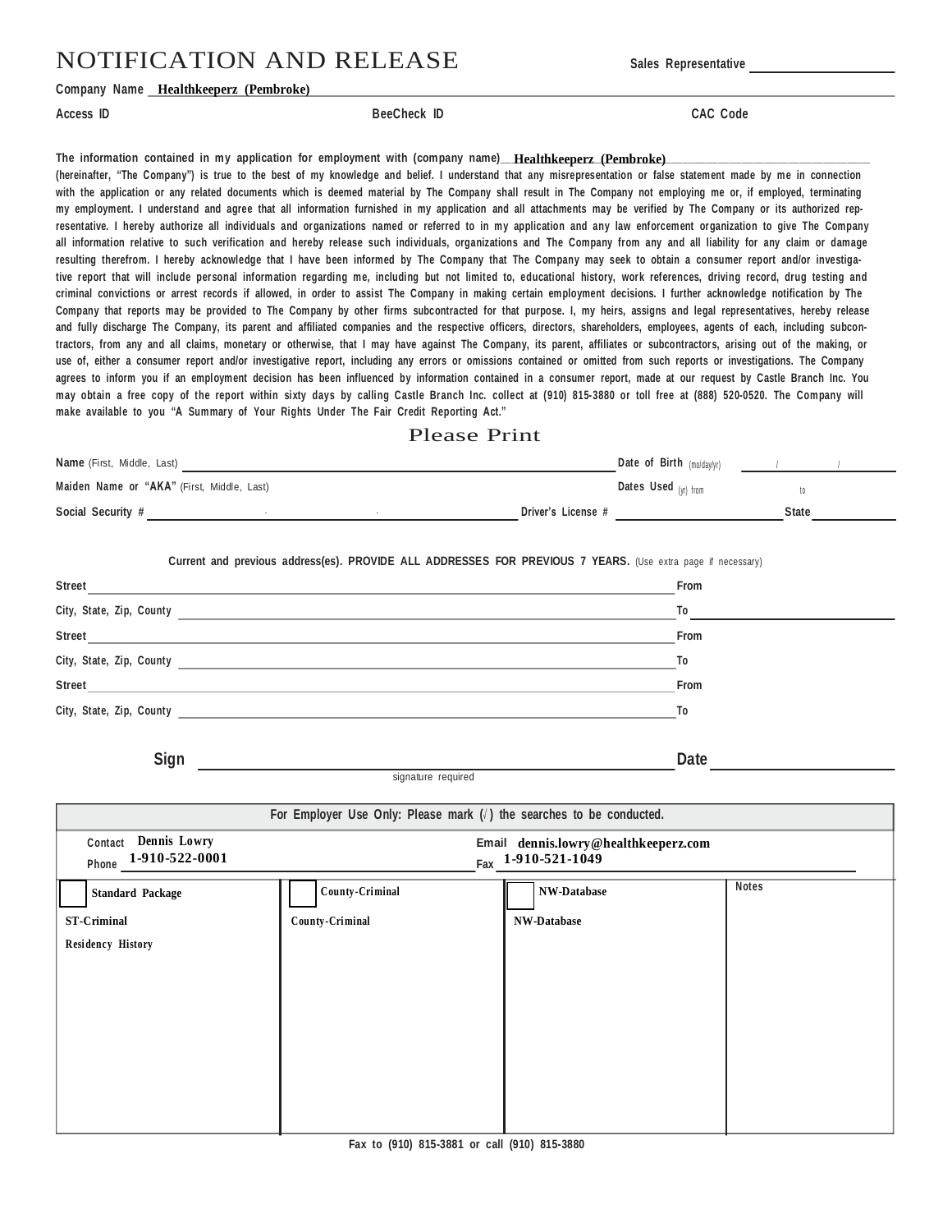# NOTIFICATION AND RELEASE

**Sales Representative** ____________________

**Company Name** Healthkeeperz (Pembroke)

**Access ID** **BeeCheck ID** **CAC Code**

**The information contained in my application for employment with (company name)** Healthkeeperz (Pembroke) **(hereinafter, "The Company") is true to the best of my knowledge and belief. I understand that any misrepresentation or false statement made by me in connection with the application or any related documents which is deemed material by The Company shall result in The Company not employing me or, if employed, terminating my employment. I understand and agree that all information furnished in my application and all attachments may be verified by The Company or its authorized representative. I hereby authorize all individuals and organizations named or referred to in my application and any law enforcement organization to give The Company all information relative to such verification and hereby release such individuals, organizations and The Company from any and all liability for any claim or damage resulting therefrom. I hereby acknowledge that I have been informed by The Company that The Company may seek to obtain a consumer report and/or investigative report that will include personal information regarding me, including but not limited to, educational history, work references, driving record, drug testing and criminal convictions or arrest records if allowed, in order to assist The Company in making certain employment decisions. I further acknowledge notification by The Company that reports may be provided to The Company by other firms subcontracted for that purpose. I, my heirs, assigns and legal representatives, hereby release and fully discharge The Company, its parent and affiliated companies and the respective officers, directors, shareholders, employees, agents of each, including subcontractors, from any and all claims, monetary or otherwise, that I may have against The Company, its parent, affiliates or subcontractors, arising out of the making, or use of, either a consumer report and/or investigative report, including any errors or omissions contained or omitted from such reports or investigations. The Company agrees to inform you if an employment decision has been influenced by information contained in a consumer report, made at our request by Castle Branch Inc. You may obtain a free copy of the report within sixty days by calling Castle Branch Inc. collect at (910) 815-3880 or toll free at (888) 520-0520. The Company will make available to you "A Summary of Your Rights Under The Fair Credit Reporting Act."**

## Please Print

**Name** (First, Middle, Last) ____________________ **Date of Birth** (mo/day/yr) ____ / ____ / ____

**Maiden Name or "AKA"** (First, Middle, Last) ____________________ **Dates Used** (yr) from ____ to ____

**Social Security #** ____ - ____ - ____ **Driver's License #** ____________________ **State** ________

**Current and previous address(es). PROVIDE ALL ADDRESSES FOR PREVIOUS 7 YEARS.** (Use extra page if necessary)

**Street** ____________________ **From** ________

**City, State, Zip, County** ____________________ **To** ________

**Street** ____________________ **From** ________

**City, State, Zip, County** ____________________ **To** ________

**Street** ____________________ **From** ________

**City, State, Zip, County** ____________________ **To** ________

**Sign** ____________________ **Date** ________

signature required

**For Employer Use Only: Please mark (√) the searches to be conducted.**

Contact Dennis Lowry
Phone 1-910-522-0001

Email dennis.lowry@healthkeeperz.com
Fax 1-910-521-1049

| ☐ Standard Package | ☐ County-Criminal | ☐ NW-Database | Notes |
|---|---|---|---|
| ST-Criminal | County-Criminal | NW-Database | |
| Residency History | | | |

**Fax to (910) 815-3881 or call (910) 815-3880**